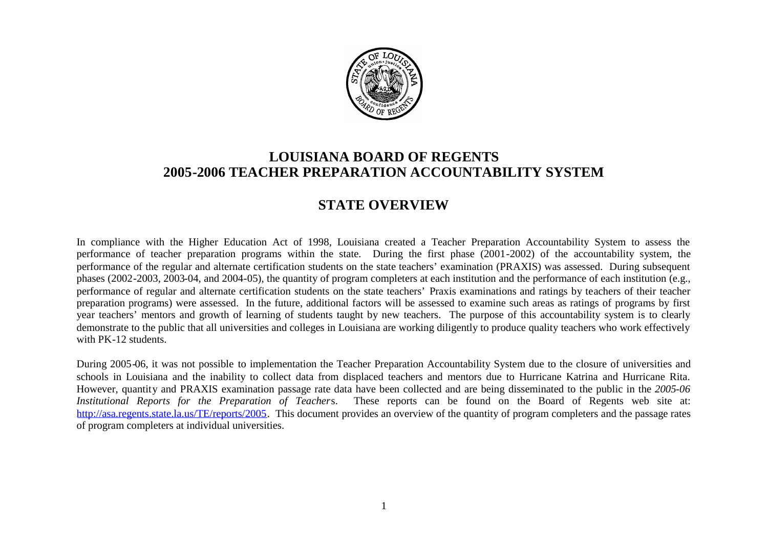# LOUISIANA BOARD OF REGENTS
# 2005-2006 TEACHER PREPARATION ACCOUNTABILITY SYSTEM

## STATE OVERVIEW

In compliance with the Higher Education Act of 1998, Louisiana created a Teacher Preparation Accountability System to assess the performance of teacher preparation programs within the state. During the first phase (2001-2002) of the accountability system, the performance of the regular and alternate certification students on the state teachers' examination (PRAXIS) was assessed. During subsequent phases (2002-2003, 2003-04, and 2004-05), the quantity of program completers at each institution and the performance of each institution (e.g., performance of regular and alternate certification students on the state teachers' Praxis examinations and ratings by teachers of their teacher preparation programs) were assessed. In the future, additional factors will be assessed to examine such areas as ratings of programs by first year teachers' mentors and growth of learning of students taught by new teachers. The purpose of this accountability system is to clearly demonstrate to the public that all universities and colleges in Louisiana are working diligently to produce quality teachers who work effectively with PK-12 students.

During 2005-06, it was not possible to implementation the Teacher Preparation Accountability System due to the closure of universities and schools in Louisiana and the inability to collect data from displaced teachers and mentors due to Hurricane Katrina and Hurricane Rita. However, quantity and PRAXIS examination passage rate data have been collected and are being disseminated to the public in the *2005-06 Institutional Reports for the Preparation of Teachers*. These reports can be found on the Board of Regents web site at: http://asa.regents.state.la.us/TE/reports/2005. This document provides an overview of the quantity of program completers and the passage rates of program completers at individual universities.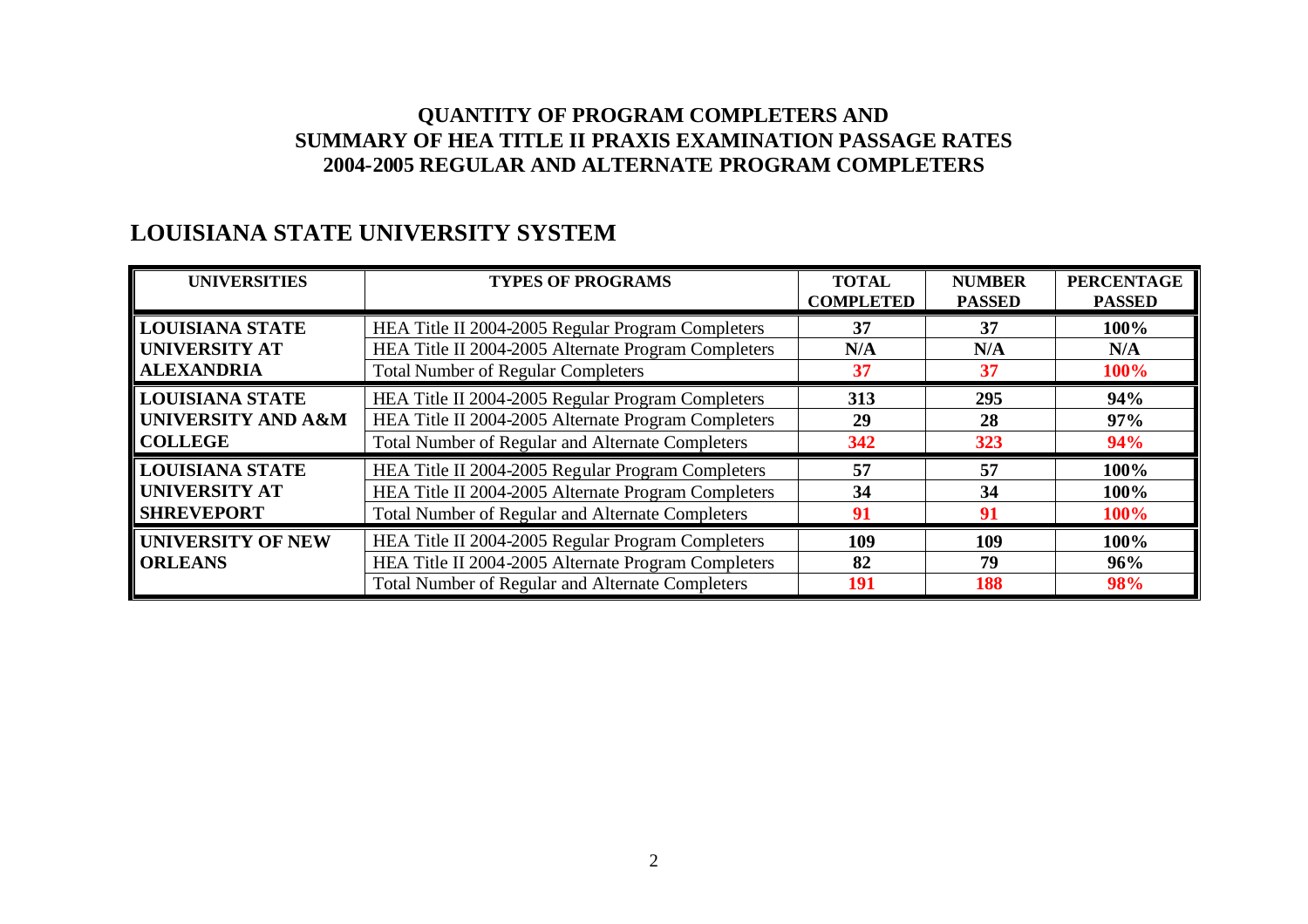# QUANTITY OF PROGRAM COMPLETERS AND SUMMARY OF HEA TITLE II PRAXIS EXAMINATION PASSAGE RATES 2004-2005 REGULAR AND ALTERNATE PROGRAM COMPLETERS

## LOUISIANA STATE UNIVERSITY SYSTEM

| UNIVERSITIES | TYPES OF PROGRAMS | TOTAL COMPLETED | NUMBER PASSED | PERCENTAGE PASSED |
|---|---|---|---|---|
| **LOUISIANA STATE UNIVERSITY AT ALEXANDRIA** | HEA Title II 2004-2005 Regular Program Completers | **37** | **37** | **100%** |
| | HEA Title II 2004-2005 Alternate Program Completers | **N/A** | **N/A** | **N/A** |
| | Total Number of Regular Completers | **37** | **37** | **100%** |
| **LOUISIANA STATE UNIVERSITY AND A&M COLLEGE** | HEA Title II 2004-2005 Regular Program Completers | **313** | **295** | **94%** |
| | HEA Title II 2004-2005 Alternate Program Completers | **29** | **28** | **97%** |
| | Total Number of Regular and Alternate Completers | **342** | **323** | **94%** |
| **LOUISIANA STATE UNIVERSITY AT SHREVEPORT** | HEA Title II 2004-2005 Regular Program Completers | **57** | **57** | **100%** |
| | HEA Title II 2004-2005 Alternate Program Completers | **34** | **34** | **100%** |
| | Total Number of Regular and Alternate Completers | **91** | **91** | **100%** |
| **UNIVERSITY OF NEW ORLEANS** | HEA Title II 2004-2005 Regular Program Completers | **109** | **109** | **100%** |
| | HEA Title II 2004-2005 Alternate Program Completers | **82** | **79** | **96%** |
| | Total Number of Regular and Alternate Completers | **191** | **188** | **98%** |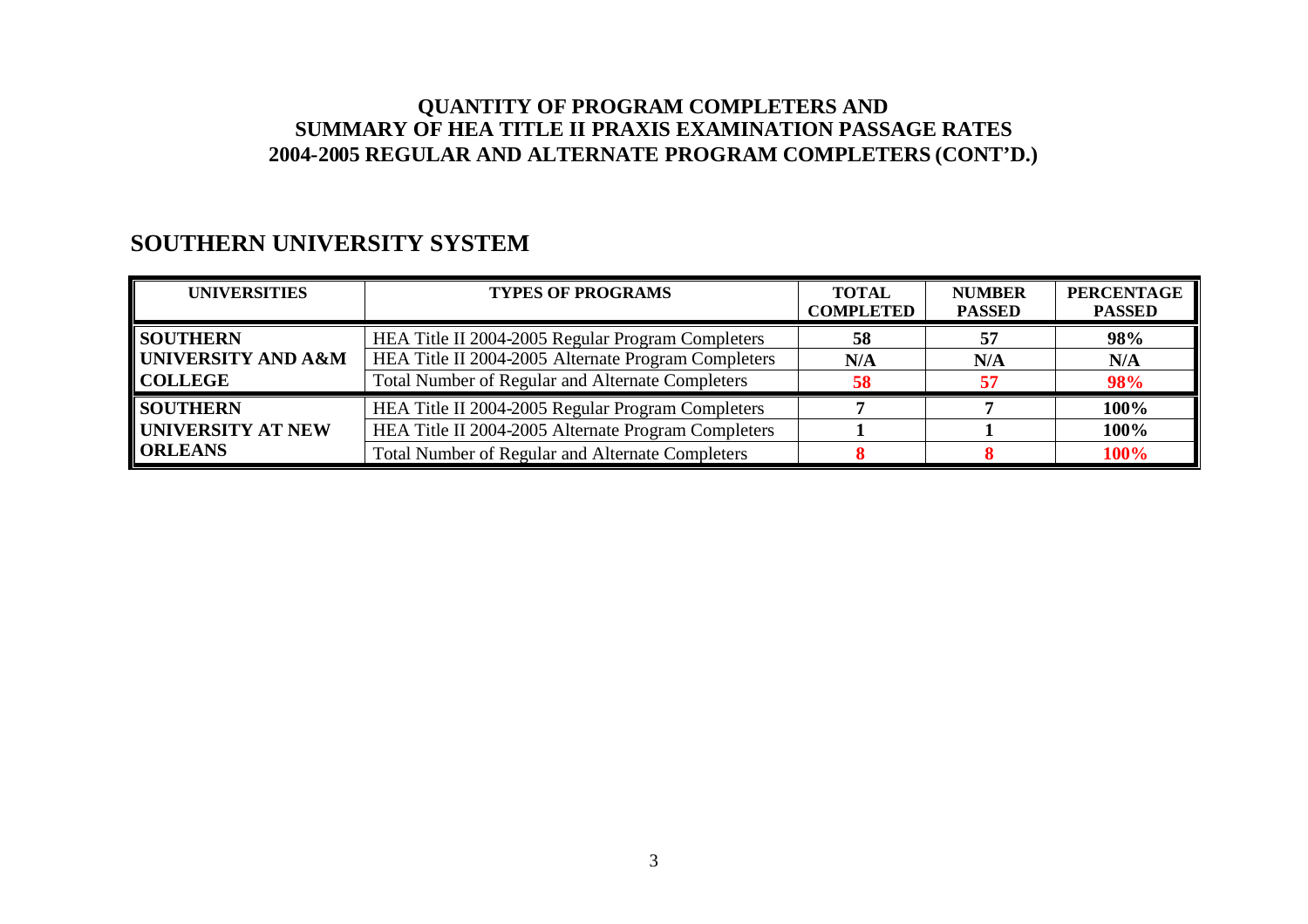## QUANTITY OF PROGRAM COMPLETERS AND SUMMARY OF HEA TITLE II PRAXIS EXAMINATION PASSAGE RATES 2004-2005 REGULAR AND ALTERNATE PROGRAM COMPLETERS (CONT'D.)

## SOUTHERN UNIVERSITY SYSTEM

| UNIVERSITIES | TYPES OF PROGRAMS | TOTAL COMPLETED | NUMBER PASSED | PERCENTAGE PASSED |
|---|---|---|---|---|
| **SOUTHERN UNIVERSITY AND A&M COLLEGE** | HEA Title II 2004-2005 Regular Program Completers | **58** | **57** | **98%** |
| | HEA Title II 2004-2005 Alternate Program Completers | **N/A** | **N/A** | **N/A** |
| | Total Number of Regular and Alternate Completers | **58** | **57** | **98%** |
| **SOUTHERN UNIVERSITY AT NEW ORLEANS** | HEA Title II 2004-2005 Regular Program Completers | **7** | **7** | **100%** |
| | HEA Title II 2004-2005 Alternate Program Completers | **1** | **1** | **100%** |
| | Total Number of Regular and Alternate Completers | **8** | **8** | **100%** |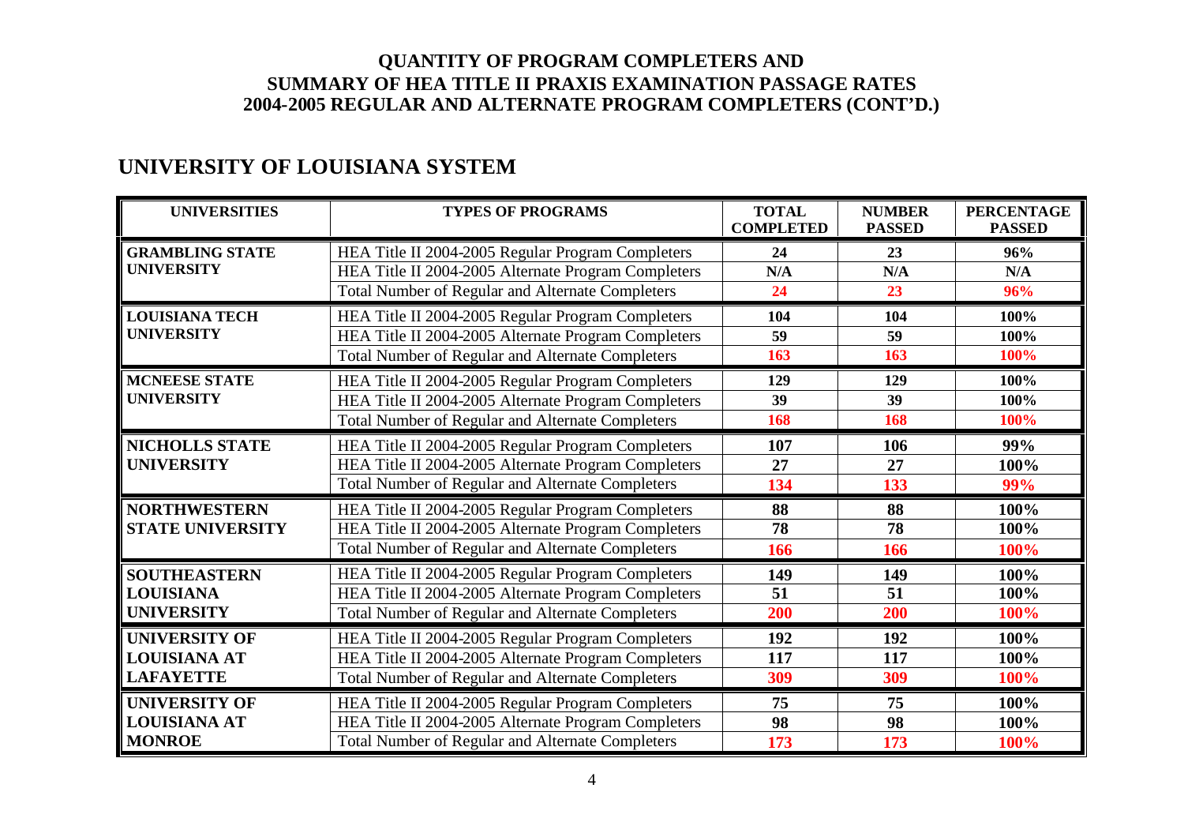# QUANTITY OF PROGRAM COMPLETERS AND SUMMARY OF HEA TITLE II PRAXIS EXAMINATION PASSAGE RATES 2004-2005 REGULAR AND ALTERNATE PROGRAM COMPLETERS (CONT'D.)

## UNIVERSITY OF LOUISIANA SYSTEM

| UNIVERSITIES | TYPES OF PROGRAMS | TOTAL COMPLETED | NUMBER PASSED | PERCENTAGE PASSED |
|---|---|---|---|---|
| **GRAMBLING STATE UNIVERSITY** | HEA Title II 2004-2005 Regular Program Completers | **24** | **23** | **96%** |
| | HEA Title II 2004-2005 Alternate Program Completers | **N/A** | **N/A** | **N/A** |
| | Total Number of Regular and Alternate Completers | **24** | **23** | **96%** |
| **LOUISIANA TECH UNIVERSITY** | HEA Title II 2004-2005 Regular Program Completers | **104** | **104** | **100%** |
| | HEA Title II 2004-2005 Alternate Program Completers | **59** | **59** | **100%** |
| | Total Number of Regular and Alternate Completers | **163** | **163** | **100%** |
| **MCNEESE STATE UNIVERSITY** | HEA Title II 2004-2005 Regular Program Completers | **129** | **129** | **100%** |
| | HEA Title II 2004-2005 Alternate Program Completers | **39** | **39** | **100%** |
| | Total Number of Regular and Alternate Completers | **168** | **168** | **100%** |
| **NICHOLLS STATE UNIVERSITY** | HEA Title II 2004-2005 Regular Program Completers | **107** | **106** | **99%** |
| | HEA Title II 2004-2005 Alternate Program Completers | **27** | **27** | **100%** |
| | Total Number of Regular and Alternate Completers | **134** | **133** | **99%** |
| **NORTHWESTERN STATE UNIVERSITY** | HEA Title II 2004-2005 Regular Program Completers | **88** | **88** | **100%** |
| | HEA Title II 2004-2005 Alternate Program Completers | **78** | **78** | **100%** |
| | Total Number of Regular and Alternate Completers | **166** | **166** | **100%** |
| **SOUTHEASTERN LOUISIANA UNIVERSITY** | HEA Title II 2004-2005 Regular Program Completers | **149** | **149** | **100%** |
| | HEA Title II 2004-2005 Alternate Program Completers | **51** | **51** | **100%** |
| | Total Number of Regular and Alternate Completers | **200** | **200** | **100%** |
| **UNIVERSITY OF LOUISIANA AT LAFAYETTE** | HEA Title II 2004-2005 Regular Program Completers | **192** | **192** | **100%** |
| | HEA Title II 2004-2005 Alternate Program Completers | **117** | **117** | **100%** |
| | Total Number of Regular and Alternate Completers | **309** | **309** | **100%** |
| **UNIVERSITY OF LOUISIANA AT MONROE** | HEA Title II 2004-2005 Regular Program Completers | **75** | **75** | **100%** |
| | HEA Title II 2004-2005 Alternate Program Completers | **98** | **98** | **100%** |
| | Total Number of Regular and Alternate Completers | **173** | **173** | **100%** |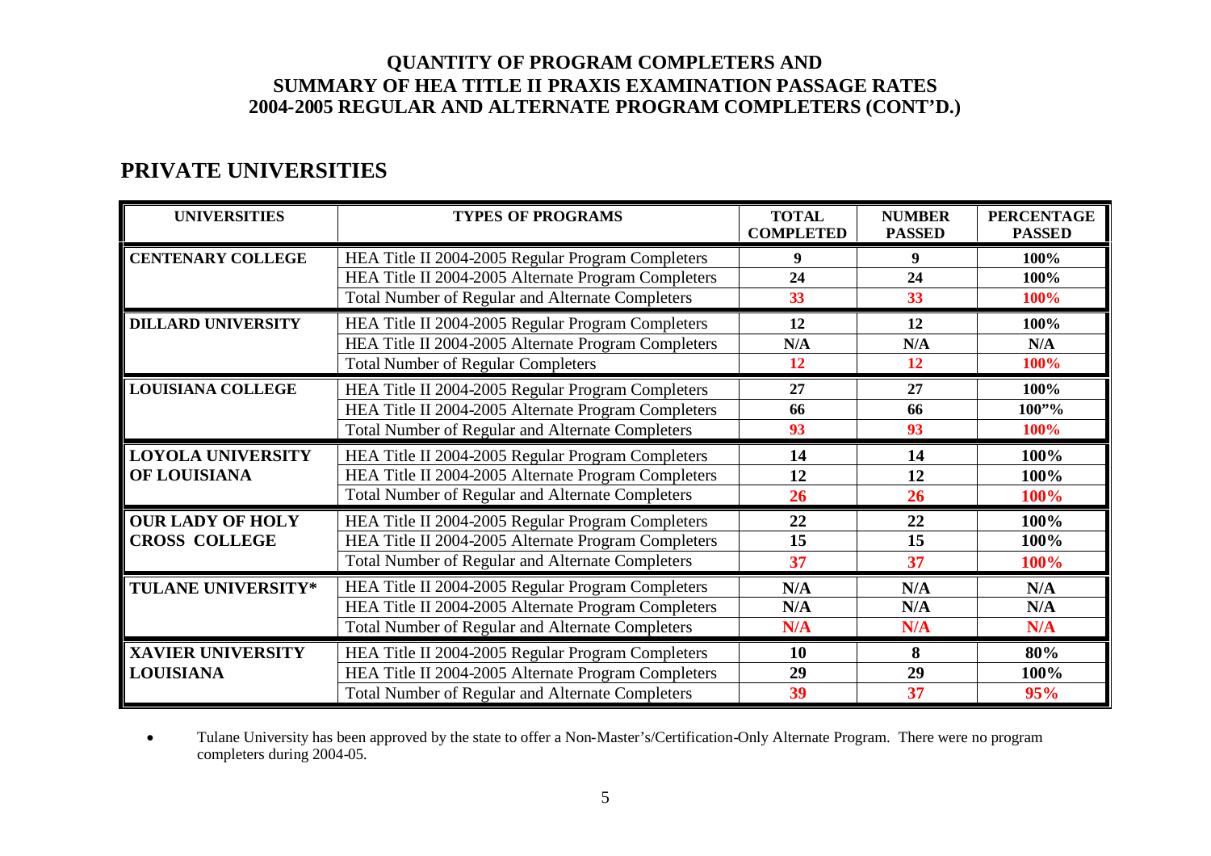# QUANTITY OF PROGRAM COMPLETERS AND SUMMARY OF HEA TITLE II PRAXIS EXAMINATION PASSAGE RATES 2004-2005 REGULAR AND ALTERNATE PROGRAM COMPLETERS (CONT'D.)

## PRIVATE UNIVERSITIES

| UNIVERSITIES | TYPES OF PROGRAMS | TOTAL COMPLETED | NUMBER PASSED | PERCENTAGE PASSED |
|---|---|---|---|---|
| **CENTENARY COLLEGE** | HEA Title II 2004-2005 Regular Program Completers | **9** | **9** | **100%** |
| | HEA Title II 2004-2005 Alternate Program Completers | **24** | **24** | **100%** |
| | Total Number of Regular and Alternate Completers | **33** | **33** | **100%** |
| **DILLARD UNIVERSITY** | HEA Title II 2004-2005 Regular Program Completers | **12** | **12** | **100%** |
| | HEA Title II 2004-2005 Alternate Program Completers | **N/A** | **N/A** | **N/A** |
| | Total Number of Regular Completers | **12** | **12** | **100%** |
| **LOUISIANA COLLEGE** | HEA Title II 2004-2005 Regular Program Completers | **27** | **27** | **100%** |
| | HEA Title II 2004-2005 Alternate Program Completers | **66** | **66** | **100"%** |
| | Total Number of Regular and Alternate Completers | **93** | **93** | **100%** |
| **LOYOLA UNIVERSITY OF LOUISIANA** | HEA Title II 2004-2005 Regular Program Completers | **14** | **14** | **100%** |
| | HEA Title II 2004-2005 Alternate Program Completers | **12** | **12** | **100%** |
| | Total Number of Regular and Alternate Completers | **26** | **26** | **100%** |
| **OUR LADY OF HOLY CROSS COLLEGE** | HEA Title II 2004-2005 Regular Program Completers | **22** | **22** | **100%** |
| | HEA Title II 2004-2005 Alternate Program Completers | **15** | **15** | **100%** |
| | Total Number of Regular and Alternate Completers | **37** | **37** | **100%** |
| **TULANE UNIVERSITY*** | HEA Title II 2004-2005 Regular Program Completers | **N/A** | **N/A** | **N/A** |
| | HEA Title II 2004-2005 Alternate Program Completers | **N/A** | **N/A** | **N/A** |
| | Total Number of Regular and Alternate Completers | **N/A** | **N/A** | **N/A** |
| **XAVIER UNIVERSITY LOUISIANA** | HEA Title II 2004-2005 Regular Program Completers | **10** | **8** | **80%** |
| | HEA Title II 2004-2005 Alternate Program Completers | **29** | **29** | **100%** |
| | Total Number of Regular and Alternate Completers | **39** | **37** | **95%** |

- Tulane University has been approved by the state to offer a Non-Master's/Certification-Only Alternate Program. There were no program completers during 2004-05.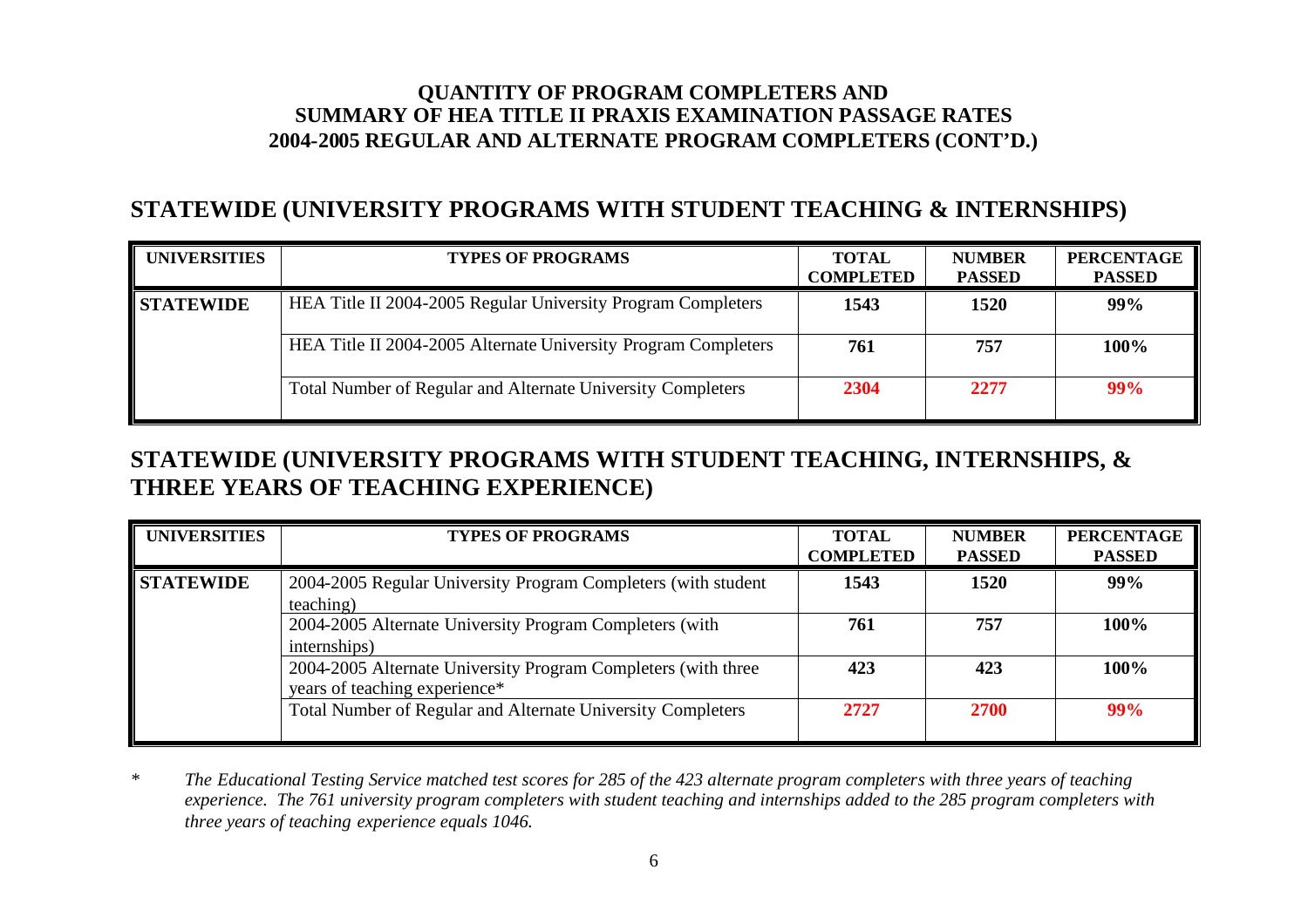**QUANTITY OF PROGRAM COMPLETERS AND**
**SUMMARY OF HEA TITLE II PRAXIS EXAMINATION PASSAGE RATES**
**2004-2005 REGULAR AND ALTERNATE PROGRAM COMPLETERS (CONT'D.)**

## STATEWIDE (UNIVERSITY PROGRAMS WITH STUDENT TEACHING & INTERNSHIPS)

| UNIVERSITIES | TYPES OF PROGRAMS | TOTAL COMPLETED | NUMBER PASSED | PERCENTAGE PASSED |
|---|---|---|---|---|
| **STATEWIDE** | HEA Title II 2004-2005 Regular University Program Completers | **1543** | **1520** | **99%** |
| | HEA Title II 2004-2005 Alternate University Program Completers | **761** | **757** | **100%** |
| | Total Number of Regular and Alternate University Completers | **2304** | **2277** | **99%** |

## STATEWIDE (UNIVERSITY PROGRAMS WITH STUDENT TEACHING, INTERNSHIPS, & THREE YEARS OF TEACHING EXPERIENCE)

| UNIVERSITIES | TYPES OF PROGRAMS | TOTAL COMPLETED | NUMBER PASSED | PERCENTAGE PASSED |
|---|---|---|---|---|
| **STATEWIDE** | 2004-2005 Regular University Program Completers (with student teaching) | **1543** | **1520** | **99%** |
| | 2004-2005 Alternate University Program Completers (with internships) | **761** | **757** | **100%** |
| | 2004-2005 Alternate University Program Completers (with three years of teaching experience* | **423** | **423** | **100%** |
| | Total Number of Regular and Alternate University Completers | **2727** | **2700** | **99%** |

\* *The Educational Testing Service matched test scores for 285 of the 423 alternate program completers with three years of teaching experience. The 761 university program completers with student teaching and internships added to the 285 program completers with three years of teaching experience equals 1046.*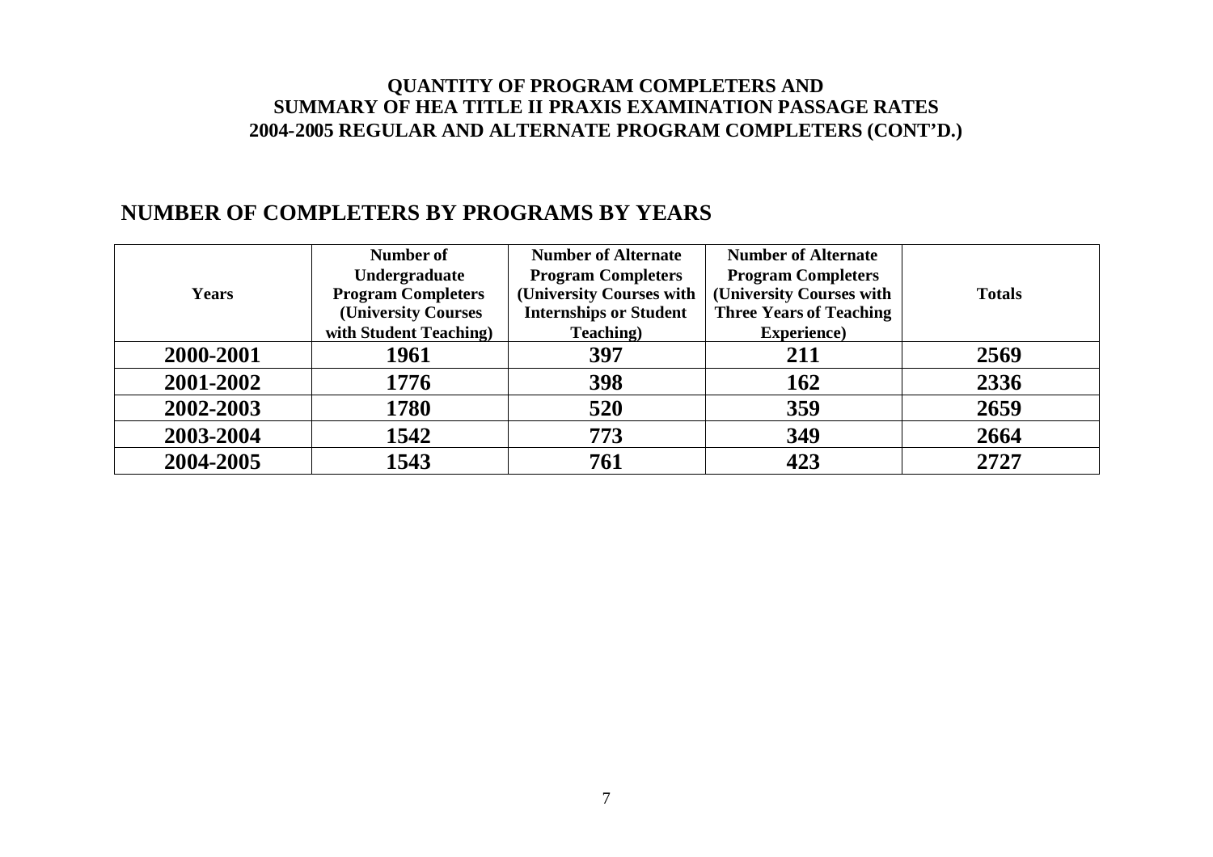# QUANTITY OF PROGRAM COMPLETERS AND SUMMARY OF HEA TITLE II PRAXIS EXAMINATION PASSAGE RATES 2004-2005 REGULAR AND ALTERNATE PROGRAM COMPLETERS (CONT'D.)

## NUMBER OF COMPLETERS BY PROGRAMS BY YEARS

| Years | Number of Undergraduate Program Completers (University Courses with Student Teaching) | Number of Alternate Program Completers (University Courses with Internships or Student Teaching) | Number of Alternate Program Completers (University Courses with Three Years of Teaching Experience) | Totals |
|---|---|---|---|---|
| 2000-2001 | 1961 | 397 | 211 | 2569 |
| 2001-2002 | 1776 | 398 | 162 | 2336 |
| 2002-2003 | 1780 | 520 | 359 | 2659 |
| 2003-2004 | 1542 | 773 | 349 | 2664 |
| 2004-2005 | 1543 | 761 | 423 | 2727 |